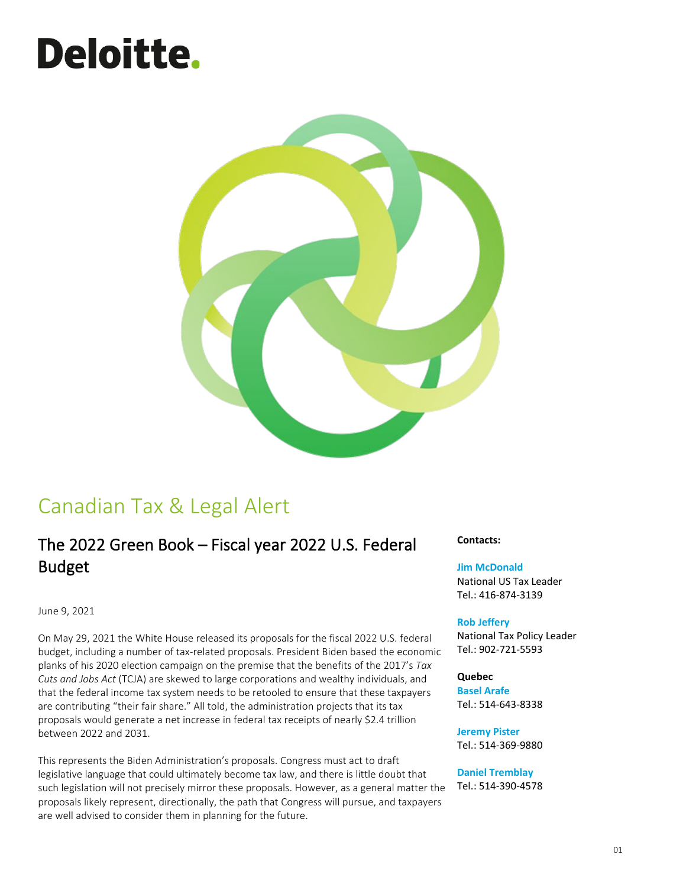# Deloitte.

## Canadian Tax & Legal Alert

### The 2022 Green Book – Fiscal year 2022 U.S. Federal Budget

June 9, 2021

On May 29, 2021 the White House released its proposals for the fiscal 2022 U.S. federal budget, including a number of tax-related proposals. President Biden based the economic planks of his 2020 election campaign on the premise that the benefits of the 2017's *Tax Cuts and Jobs Act* (TCJA) are skewed to large corporations and wealthy individuals, and that the federal income tax system needs to be retooled to ensure that these taxpayers are contributing "their fair share." All told, the administration projects that its tax proposals would generate a net increase in federal tax receipts of nearly $2.4 trillion between 2022 and 2031.

This represents the Biden Administration's proposals. Congress must act to draft legislative language that could ultimately become tax law, and there is little doubt that such legislation will not precisely mirror these proposals. However, as a general matter the proposals likely represent, directionally, the path that Congress will pursue, and taxpayers are well advised to consider them in planning for the future.

**Contacts:**

**Jim McDonald**
National US Tax Leader
Tel.: 416-874-3139

**Rob Jeffery**
National Tax Policy Leader
Tel.: 902-721-5593

**Quebec**

**Basel Arafe**
Tel.: 514-643-8338

**Jeremy Pister**
Tel.: 514-369-9880

**Daniel Tremblay**
Tel.: 514-390-4578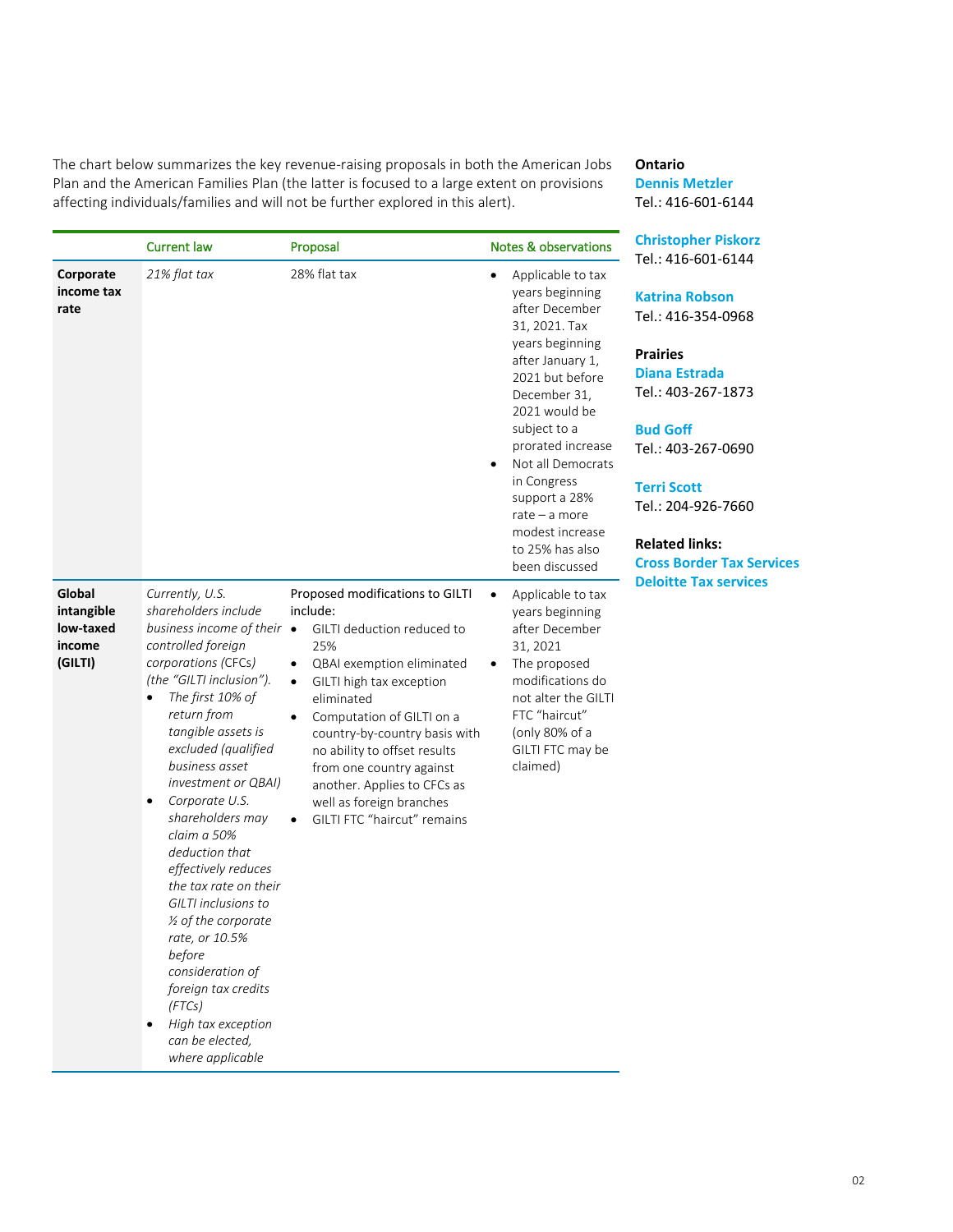The chart below summarizes the key revenue-raising proposals in both the American Jobs Plan and the American Families Plan (the latter is focused to a large extent on provisions affecting individuals/families and will not be further explored in this alert).

| | Current law | Proposal | Notes & observations |
|---|---|---|---|
| **Corporate income tax rate** | *21% flat tax* | 28% flat tax | • Applicable to tax years beginning after December 31, 2021. Tax years beginning after January 1, 2021 but before December 31, 2021 would be subject to a prorated increase<br>• Not all Democrats in Congress support a 28% rate – a more modest increase to 25% has also been discussed |
| **Global intangible low-taxed income (GILTI)** | *Currently, U.S. shareholders include business income of their controlled foreign corporations (CFCs) (the "GILTI inclusion").*<br>• *The first 10% of return from tangible assets is excluded (qualified business asset investment or QBAI)*<br>• *Corporate U.S. shareholders may claim a 50% deduction that effectively reduces the tax rate on their GILTI inclusions to ½ of the corporate rate, or 10.5% before consideration of foreign tax credits (FTCs)*<br>• *High tax exception can be elected, where applicable* | Proposed modifications to GILTI include:<br>• GILTI deduction reduced to 25%<br>• QBAI exemption eliminated<br>• GILTI high tax exception eliminated<br>• Computation of GILTI on a country-by-country basis with no ability to offset results from one country against another. Applies to CFCs as well as foreign branches<br>• GILTI FTC "haircut" remains | • Applicable to tax years beginning after December 31, 2021<br>• The proposed modifications do not alter the GILTI FTC "haircut" (only 80% of a GILTI FTC may be claimed) |

**Ontario**
Dennis Metzler
Tel.: 416-601-6144

Christopher Piskorz
Tel.: 416-601-6144

Katrina Robson
Tel.: 416-354-0968

**Prairies**
Diana Estrada
Tel.: 403-267-1873

Bud Goff
Tel.: 403-267-0690

Terri Scott
Tel.: 204-926-7660

**Related links:**
Cross Border Tax Services
Deloitte Tax services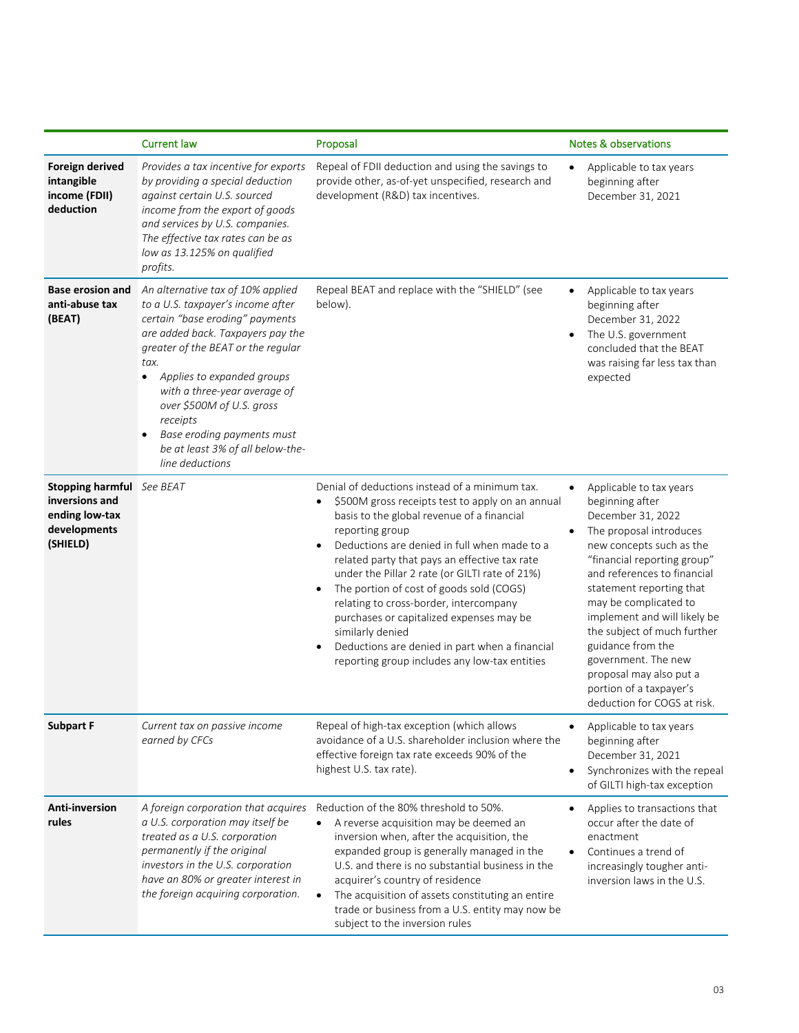| | Current law | Proposal | Notes & observations |
|---|---|---|---|
| **Foreign derived intangible income (FDII) deduction** | *Provides a tax incentive for exports by providing a special deduction against certain U.S. sourced income from the export of goods and services by U.S. companies. The effective tax rates can be as low as 13.125% on qualified profits.* | Repeal of FDII deduction and using the savings to provide other, as-of-yet unspecified, research and development (R&D) tax incentives. | • Applicable to tax years beginning after December 31, 2021 |
| **Base erosion and anti-abuse tax (BEAT)** | *An alternative tax of 10% applied to a U.S. taxpayer's income after certain "base eroding" payments are added back. Taxpayers pay the greater of the BEAT or the regular tax.*<br>• *Applies to expanded groups with a three-year average of over $500M of U.S. gross receipts*<br>• *Base eroding payments must be at least 3% of all below-the-line deductions* | Repeal BEAT and replace with the "SHIELD" (see below). | • Applicable to tax years beginning after December 31, 2022<br>• The U.S. government concluded that the BEAT was raising far less tax than expected |
| **Stopping harmful inversions and ending low-tax developments (SHIELD)** | *See BEAT* | Denial of deductions instead of a minimum tax.<br>• $500M gross receipts test to apply on an annual basis to the global revenue of a financial reporting group<br>• Deductions are denied in full when made to a related party that pays an effective tax rate under the Pillar 2 rate (or GILTI rate of 21%)<br>• The portion of cost of goods sold (COGS) relating to cross-border, intercompany purchases or capitalized expenses may be similarly denied<br>• Deductions are denied in part when a financial reporting group includes any low-tax entities | • Applicable to tax years beginning after December 31, 2022<br>• The proposal introduces new concepts such as the "financial reporting group" and references to financial statement reporting that may be complicated to implement and will likely be the subject of much further guidance from the government. The new proposal may also put a portion of a taxpayer's deduction for COGS at risk. |
| **Subpart F** | *Current tax on passive income earned by CFCs* | Repeal of high-tax exception (which allows avoidance of a U.S. shareholder inclusion where the effective foreign tax rate exceeds 90% of the highest U.S. tax rate). | • Applicable to tax years beginning after December 31, 2021<br>• Synchronizes with the repeal of GILTI high-tax exception |
| **Anti-inversion rules** | *A foreign corporation that acquires a U.S. corporation may itself be treated as a U.S. corporation permanently if the original investors in the U.S. corporation have an 80% or greater interest in the foreign acquiring corporation.* | Reduction of the 80% threshold to 50%.<br>• A reverse acquisition may be deemed an inversion when, after the acquisition, the expanded group is generally managed in the U.S. and there is no substantial business in the acquirer's country of residence<br>• The acquisition of assets constituting an entire trade or business from a U.S. entity may now be subject to the inversion rules | • Applies to transactions that occur after the date of enactment<br>• Continues a trend of increasingly tougher anti-inversion laws in the U.S. |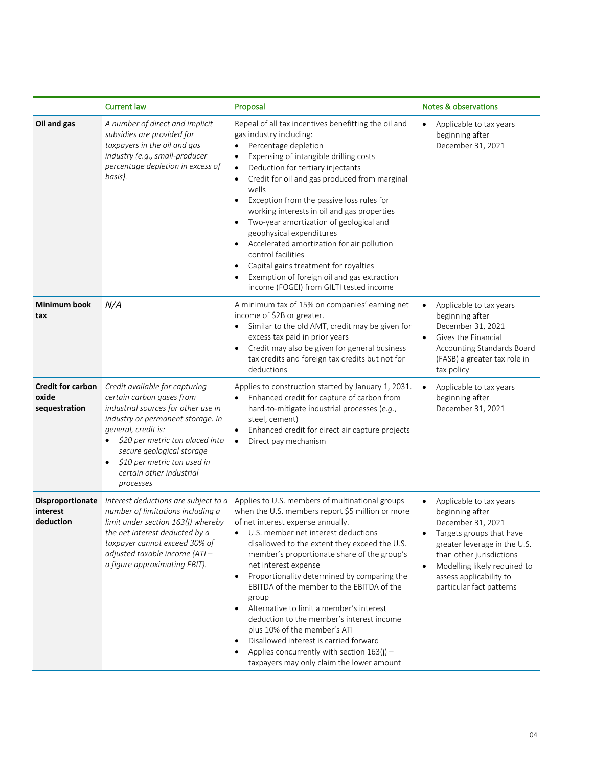|  | Current law | Proposal | Notes & observations |
|---|---|---|---|
| **Oil and gas** | *A number of direct and implicit subsidies are provided for taxpayers in the oil and gas industry (e.g., small-producer percentage depletion in excess of basis).* | Repeal of all tax incentives benefitting the oil and gas industry including:<br>• Percentage depletion<br>• Expensing of intangible drilling costs<br>• Deduction for tertiary injectants<br>• Credit for oil and gas produced from marginal wells<br>• Exception from the passive loss rules for working interests in oil and gas properties<br>• Two-year amortization of geological and geophysical expenditures<br>• Accelerated amortization for air pollution control facilities<br>• Capital gains treatment for royalties<br>• Exemption of foreign oil and gas extraction income (FOGEI) from GILTI tested income | • Applicable to tax years beginning after December 31, 2021 |
| **Minimum book tax** | *N/A* | A minimum tax of 15% on companies' earning net income of $2B or greater.<br>• Similar to the old AMT, credit may be given for excess tax paid in prior years<br>• Credit may also be given for general business tax credits and foreign tax credits but not for deductions | • Applicable to tax years beginning after December 31, 2021<br>• Gives the Financial Accounting Standards Board (FASB) a greater tax role in tax policy |
| **Credit for carbon oxide sequestration** | *Credit available for capturing certain carbon gases from industrial sources for other use in industry or permanent storage. In general, credit is:*<br>• *$20 per metric ton placed into secure geological storage*<br>• *$10 per metric ton used in certain other industrial processes* | Applies to construction started by January 1, 2031.<br>• Enhanced credit for capture of carbon from hard-to-mitigate industrial processes (*e.g.*, steel, cement)<br>• Enhanced credit for direct air capture projects<br>• Direct pay mechanism | • Applicable to tax years beginning after December 31, 2021 |
| **Disproportionate interest deduction** | *Interest deductions are subject to a number of limitations including a limit under section 163(j) whereby the net interest deducted by a taxpayer cannot exceed 30% of adjusted taxable income (ATI – a figure approximating EBIT).* | Applies to U.S. members of multinational groups when the U.S. members report $5 million or more of net interest expense annually.<br>• U.S. member net interest deductions disallowed to the extent they exceed the U.S. member's proportionate share of the group's net interest expense<br>• Proportionality determined by comparing the EBITDA of the member to the EBITDA of the group<br>• Alternative to limit a member's interest deduction to the member's interest income plus 10% of the member's ATI<br>• Disallowed interest is carried forward<br>• Applies concurrently with section 163(j) – taxpayers may only claim the lower amount | • Applicable to tax years beginning after December 31, 2021<br>• Targets groups that have greater leverage in the U.S. than other jurisdictions<br>• Modelling likely required to assess applicability to particular fact patterns |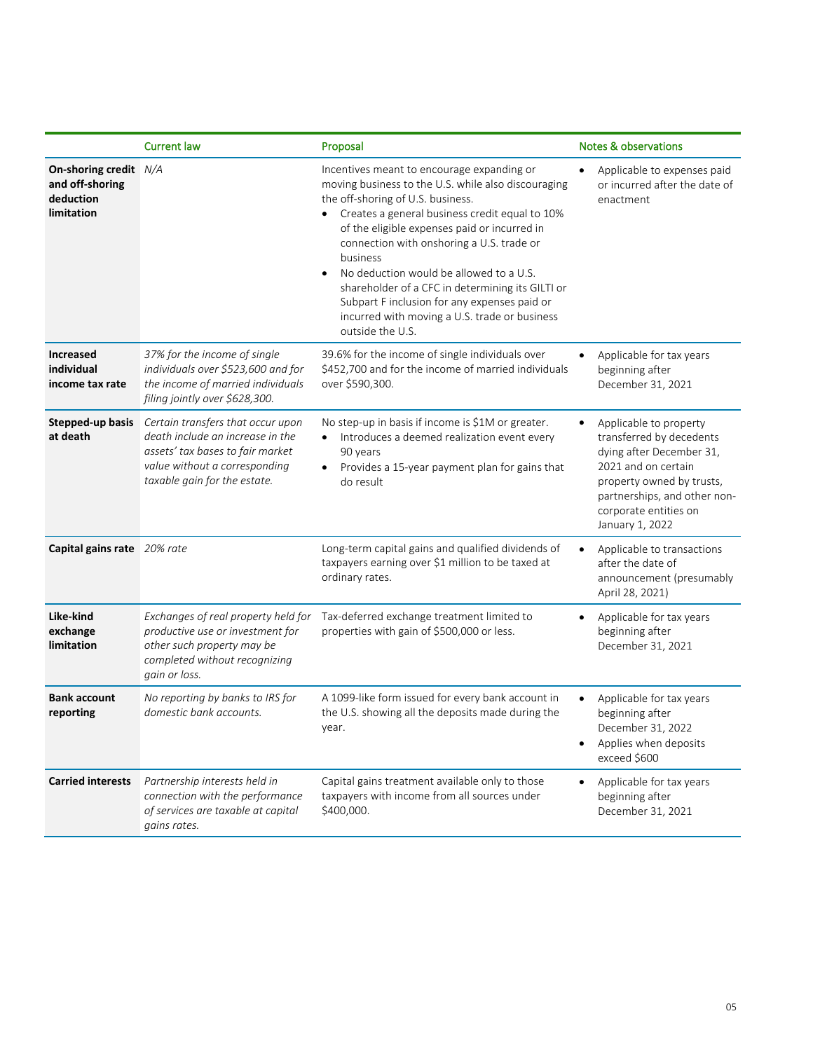| | Current law | Proposal | Notes & observations |
|---|---|---|---|
| **On-shoring credit and off-shoring deduction limitation** | *N/A* | Incentives meant to encourage expanding or moving business to the U.S. while also discouraging the off-shoring of U.S. business.<br>• Creates a general business credit equal to 10% of the eligible expenses paid or incurred in connection with onshoring a U.S. trade or business<br>• No deduction would be allowed to a U.S. shareholder of a CFC in determining its GILTI or Subpart F inclusion for any expenses paid or incurred with moving a U.S. trade or business outside the U.S. | • Applicable to expenses paid or incurred after the date of enactment |
| **Increased individual income tax rate** | *37% for the income of single individuals over $523,600 and for the income of married individuals filing jointly over $628,300.* | 39.6% for the income of single individuals over $452,700 and for the income of married individuals over $590,300. | • Applicable for tax years beginning after December 31, 2021 |
| **Stepped-up basis at death** | *Certain transfers that occur upon death include an increase in the assets' tax bases to fair market value without a corresponding taxable gain for the estate.* | No step-up in basis if income is $1M or greater.<br>• Introduces a deemed realization event every 90 years<br>• Provides a 15-year payment plan for gains that do result | • Applicable to property transferred by decedents dying after December 31, 2021 and on certain property owned by trusts, partnerships, and other non-corporate entities on January 1, 2022 |
| **Capital gains rate** | *20% rate* | Long-term capital gains and qualified dividends of taxpayers earning over $1 million to be taxed at ordinary rates. | • Applicable to transactions after the date of announcement (presumably April 28, 2021) |
| **Like-kind exchange limitation** | *Exchanges of real property held for productive use or investment for other such property may be completed without recognizing gain or loss.* | Tax-deferred exchange treatment limited to properties with gain of $500,000 or less. | • Applicable for tax years beginning after December 31, 2021 |
| **Bank account reporting** | *No reporting by banks to IRS for domestic bank accounts.* | A 1099-like form issued for every bank account in the U.S. showing all the deposits made during the year. | • Applicable for tax years beginning after December 31, 2022<br>• Applies when deposits exceed $600 |
| **Carried interests** | *Partnership interests held in connection with the performance of services are taxable at capital gains rates.* | Capital gains treatment available only to those taxpayers with income from all sources under $400,000. | • Applicable for tax years beginning after December 31, 2021 |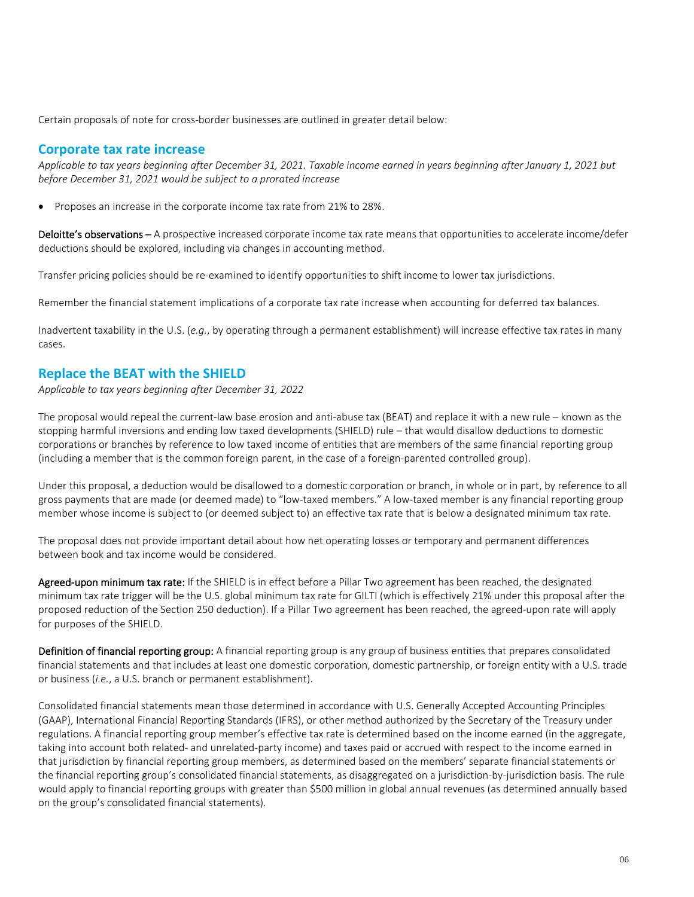Certain proposals of note for cross-border businesses are outlined in greater detail below:

## Corporate tax rate increase

*Applicable to tax years beginning after December 31, 2021. Taxable income earned in years beginning after January 1, 2021 but before December 31, 2021 would be subject to a prorated increase*

- Proposes an increase in the corporate income tax rate from 21% to 28%.

**Deloitte's observations –** A prospective increased corporate income tax rate means that opportunities to accelerate income/defer deductions should be explored, including via changes in accounting method.

Transfer pricing policies should be re-examined to identify opportunities to shift income to lower tax jurisdictions.

Remember the financial statement implications of a corporate tax rate increase when accounting for deferred tax balances.

Inadvertent taxability in the U.S. (*e.g.*, by operating through a permanent establishment) will increase effective tax rates in many cases.

## Replace the BEAT with the SHIELD

*Applicable to tax years beginning after December 31, 2022*

The proposal would repeal the current-law base erosion and anti-abuse tax (BEAT) and replace it with a new rule – known as the stopping harmful inversions and ending low taxed developments (SHIELD) rule – that would disallow deductions to domestic corporations or branches by reference to low taxed income of entities that are members of the same financial reporting group (including a member that is the common foreign parent, in the case of a foreign-parented controlled group).

Under this proposal, a deduction would be disallowed to a domestic corporation or branch, in whole or in part, by reference to all gross payments that are made (or deemed made) to "low-taxed members." A low-taxed member is any financial reporting group member whose income is subject to (or deemed subject to) an effective tax rate that is below a designated minimum tax rate.

The proposal does not provide important detail about how net operating losses or temporary and permanent differences between book and tax income would be considered.

**Agreed-upon minimum tax rate:** If the SHIELD is in effect before a Pillar Two agreement has been reached, the designated minimum tax rate trigger will be the U.S. global minimum tax rate for GILTI (which is effectively 21% under this proposal after the proposed reduction of the Section 250 deduction). If a Pillar Two agreement has been reached, the agreed-upon rate will apply for purposes of the SHIELD.

**Definition of financial reporting group:** A financial reporting group is any group of business entities that prepares consolidated financial statements and that includes at least one domestic corporation, domestic partnership, or foreign entity with a U.S. trade or business (*i.e.*, a U.S. branch or permanent establishment).

Consolidated financial statements mean those determined in accordance with U.S. Generally Accepted Accounting Principles (GAAP), International Financial Reporting Standards (IFRS), or other method authorized by the Secretary of the Treasury under regulations. A financial reporting group member's effective tax rate is determined based on the income earned (in the aggregate, taking into account both related- and unrelated-party income) and taxes paid or accrued with respect to the income earned in that jurisdiction by financial reporting group members, as determined based on the members' separate financial statements or the financial reporting group's consolidated financial statements, as disaggregated on a jurisdiction-by-jurisdiction basis. The rule would apply to financial reporting groups with greater than $500 million in global annual revenues (as determined annually based on the group's consolidated financial statements).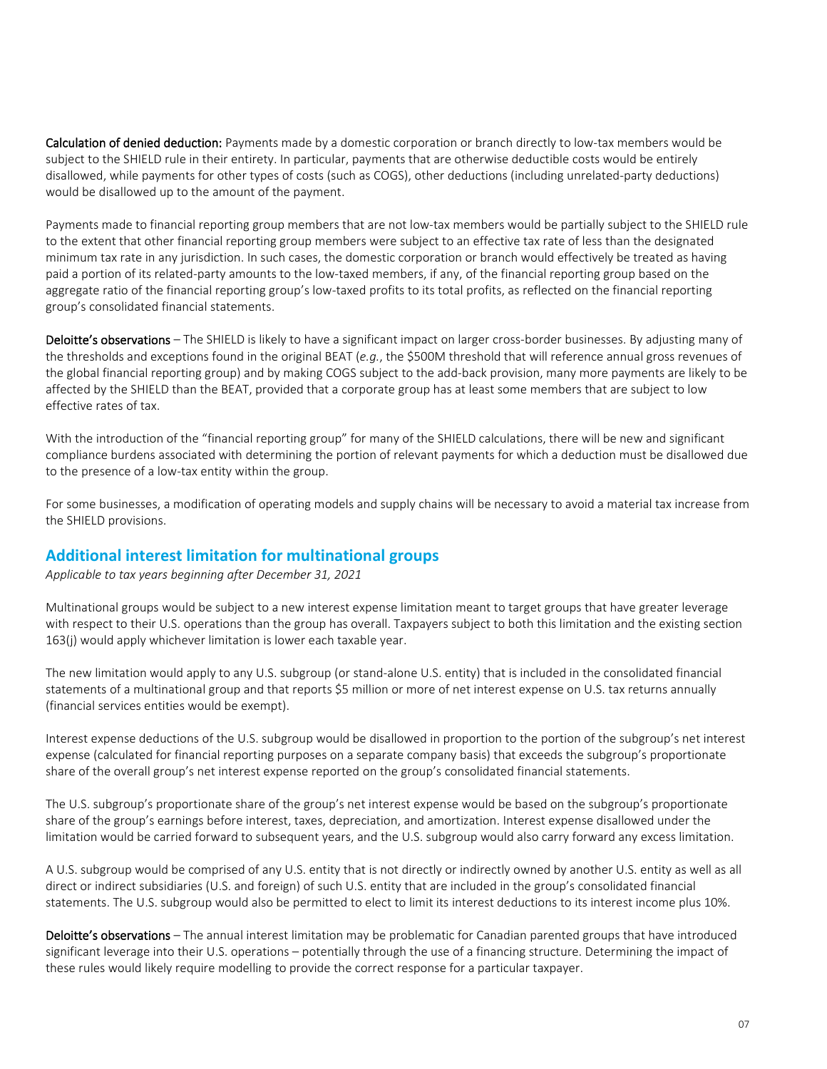**Calculation of denied deduction:** Payments made by a domestic corporation or branch directly to low-tax members would be subject to the SHIELD rule in their entirety. In particular, payments that are otherwise deductible costs would be entirely disallowed, while payments for other types of costs (such as COGS), other deductions (including unrelated-party deductions) would be disallowed up to the amount of the payment.

Payments made to financial reporting group members that are not low-tax members would be partially subject to the SHIELD rule to the extent that other financial reporting group members were subject to an effective tax rate of less than the designated minimum tax rate in any jurisdiction. In such cases, the domestic corporation or branch would effectively be treated as having paid a portion of its related-party amounts to the low-taxed members, if any, of the financial reporting group based on the aggregate ratio of the financial reporting group's low-taxed profits to its total profits, as reflected on the financial reporting group's consolidated financial statements.

**Deloitte's observations** – The SHIELD is likely to have a significant impact on larger cross-border businesses. By adjusting many of the thresholds and exceptions found in the original BEAT (*e.g.*, the $500M threshold that will reference annual gross revenues of the global financial reporting group) and by making COGS subject to the add-back provision, many more payments are likely to be affected by the SHIELD than the BEAT, provided that a corporate group has at least some members that are subject to low effective rates of tax.

With the introduction of the "financial reporting group" for many of the SHIELD calculations, there will be new and significant compliance burdens associated with determining the portion of relevant payments for which a deduction must be disallowed due to the presence of a low-tax entity within the group.

For some businesses, a modification of operating models and supply chains will be necessary to avoid a material tax increase from the SHIELD provisions.

## Additional interest limitation for multinational groups

*Applicable to tax years beginning after December 31, 2021*

Multinational groups would be subject to a new interest expense limitation meant to target groups that have greater leverage with respect to their U.S. operations than the group has overall. Taxpayers subject to both this limitation and the existing section 163(j) would apply whichever limitation is lower each taxable year.

The new limitation would apply to any U.S. subgroup (or stand-alone U.S. entity) that is included in the consolidated financial statements of a multinational group and that reports $5 million or more of net interest expense on U.S. tax returns annually (financial services entities would be exempt).

Interest expense deductions of the U.S. subgroup would be disallowed in proportion to the portion of the subgroup's net interest expense (calculated for financial reporting purposes on a separate company basis) that exceeds the subgroup's proportionate share of the overall group's net interest expense reported on the group's consolidated financial statements.

The U.S. subgroup's proportionate share of the group's net interest expense would be based on the subgroup's proportionate share of the group's earnings before interest, taxes, depreciation, and amortization. Interest expense disallowed under the limitation would be carried forward to subsequent years, and the U.S. subgroup would also carry forward any excess limitation.

A U.S. subgroup would be comprised of any U.S. entity that is not directly or indirectly owned by another U.S. entity as well as all direct or indirect subsidiaries (U.S. and foreign) of such U.S. entity that are included in the group's consolidated financial statements. The U.S. subgroup would also be permitted to elect to limit its interest deductions to its interest income plus 10%.

**Deloitte's observations** – The annual interest limitation may be problematic for Canadian parented groups that have introduced significant leverage into their U.S. operations – potentially through the use of a financing structure. Determining the impact of these rules would likely require modelling to provide the correct response for a particular taxpayer.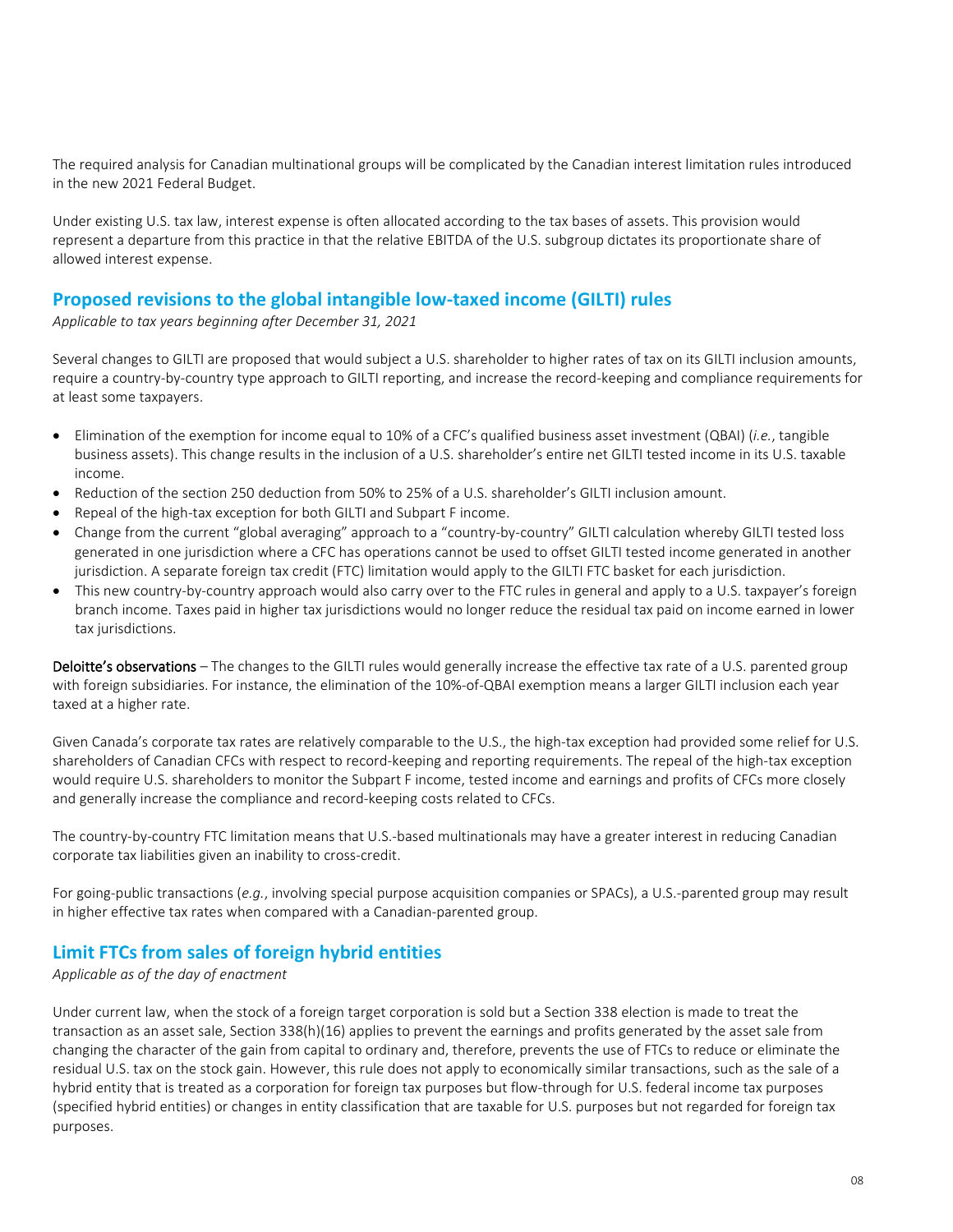The required analysis for Canadian multinational groups will be complicated by the Canadian interest limitation rules introduced in the new 2021 Federal Budget.

Under existing U.S. tax law, interest expense is often allocated according to the tax bases of assets. This provision would represent a departure from this practice in that the relative EBITDA of the U.S. subgroup dictates its proportionate share of allowed interest expense.

## Proposed revisions to the global intangible low-taxed income (GILTI) rules

*Applicable to tax years beginning after December 31, 2021*

Several changes to GILTI are proposed that would subject a U.S. shareholder to higher rates of tax on its GILTI inclusion amounts, require a country-by-country type approach to GILTI reporting, and increase the record-keeping and compliance requirements for at least some taxpayers.

- Elimination of the exemption for income equal to 10% of a CFC's qualified business asset investment (QBAI) (*i.e.*, tangible business assets). This change results in the inclusion of a U.S. shareholder's entire net GILTI tested income in its U.S. taxable income.
- Reduction of the section 250 deduction from 50% to 25% of a U.S. shareholder's GILTI inclusion amount.
- Repeal of the high-tax exception for both GILTI and Subpart F income.
- Change from the current "global averaging" approach to a "country-by-country" GILTI calculation whereby GILTI tested loss generated in one jurisdiction where a CFC has operations cannot be used to offset GILTI tested income generated in another jurisdiction. A separate foreign tax credit (FTC) limitation would apply to the GILTI FTC basket for each jurisdiction.
- This new country-by-country approach would also carry over to the FTC rules in general and apply to a U.S. taxpayer's foreign branch income. Taxes paid in higher tax jurisdictions would no longer reduce the residual tax paid on income earned in lower tax jurisdictions.

**Deloitte's observations** – The changes to the GILTI rules would generally increase the effective tax rate of a U.S. parented group with foreign subsidiaries. For instance, the elimination of the 10%-of-QBAI exemption means a larger GILTI inclusion each year taxed at a higher rate.

Given Canada's corporate tax rates are relatively comparable to the U.S., the high-tax exception had provided some relief for U.S. shareholders of Canadian CFCs with respect to record-keeping and reporting requirements. The repeal of the high-tax exception would require U.S. shareholders to monitor the Subpart F income, tested income and earnings and profits of CFCs more closely and generally increase the compliance and record-keeping costs related to CFCs.

The country-by-country FTC limitation means that U.S.-based multinationals may have a greater interest in reducing Canadian corporate tax liabilities given an inability to cross-credit.

For going-public transactions (*e.g.*, involving special purpose acquisition companies or SPACs), a U.S.-parented group may result in higher effective tax rates when compared with a Canadian-parented group.

## Limit FTCs from sales of foreign hybrid entities

*Applicable as of the day of enactment*

Under current law, when the stock of a foreign target corporation is sold but a Section 338 election is made to treat the transaction as an asset sale, Section 338(h)(16) applies to prevent the earnings and profits generated by the asset sale from changing the character of the gain from capital to ordinary and, therefore, prevents the use of FTCs to reduce or eliminate the residual U.S. tax on the stock gain. However, this rule does not apply to economically similar transactions, such as the sale of a hybrid entity that is treated as a corporation for foreign tax purposes but flow-through for U.S. federal income tax purposes (specified hybrid entities) or changes in entity classification that are taxable for U.S. purposes but not regarded for foreign tax purposes.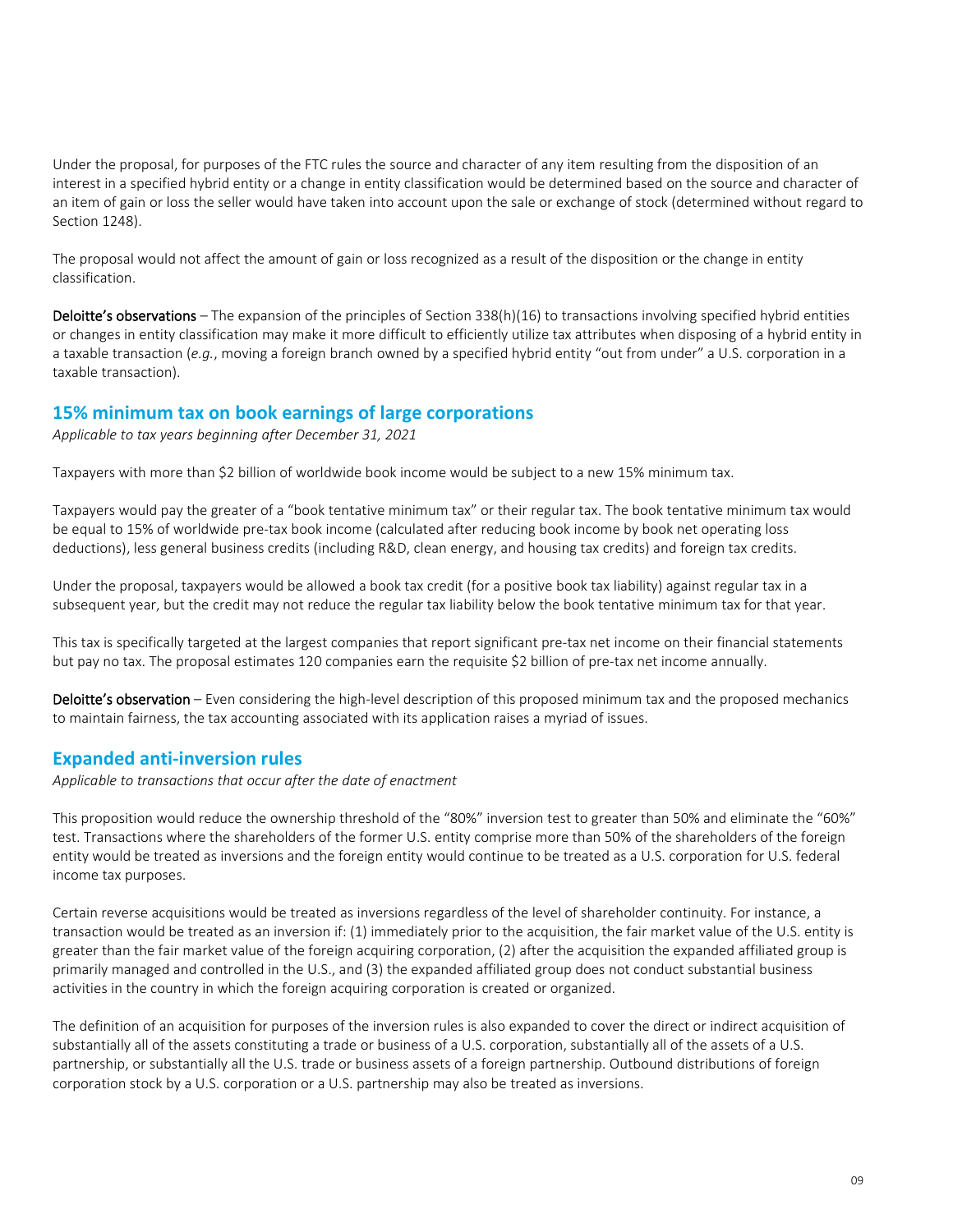Under the proposal, for purposes of the FTC rules the source and character of any item resulting from the disposition of an interest in a specified hybrid entity or a change in entity classification would be determined based on the source and character of an item of gain or loss the seller would have taken into account upon the sale or exchange of stock (determined without regard to Section 1248).

The proposal would not affect the amount of gain or loss recognized as a result of the disposition or the change in entity classification.

**Deloitte's observations** – The expansion of the principles of Section 338(h)(16) to transactions involving specified hybrid entities or changes in entity classification may make it more difficult to efficiently utilize tax attributes when disposing of a hybrid entity in a taxable transaction (*e.g.*, moving a foreign branch owned by a specified hybrid entity "out from under" a U.S. corporation in a taxable transaction).

## 15% minimum tax on book earnings of large corporations

*Applicable to tax years beginning after December 31, 2021*

Taxpayers with more than $2 billion of worldwide book income would be subject to a new 15% minimum tax.

Taxpayers would pay the greater of a "book tentative minimum tax" or their regular tax. The book tentative minimum tax would be equal to 15% of worldwide pre-tax book income (calculated after reducing book income by book net operating loss deductions), less general business credits (including R&D, clean energy, and housing tax credits) and foreign tax credits.

Under the proposal, taxpayers would be allowed a book tax credit (for a positive book tax liability) against regular tax in a subsequent year, but the credit may not reduce the regular tax liability below the book tentative minimum tax for that year.

This tax is specifically targeted at the largest companies that report significant pre-tax net income on their financial statements but pay no tax. The proposal estimates 120 companies earn the requisite $2 billion of pre-tax net income annually.

**Deloitte's observation** – Even considering the high-level description of this proposed minimum tax and the proposed mechanics to maintain fairness, the tax accounting associated with its application raises a myriad of issues.

## Expanded anti-inversion rules

*Applicable to transactions that occur after the date of enactment*

This proposition would reduce the ownership threshold of the "80%" inversion test to greater than 50% and eliminate the "60%" test. Transactions where the shareholders of the former U.S. entity comprise more than 50% of the shareholders of the foreign entity would be treated as inversions and the foreign entity would continue to be treated as a U.S. corporation for U.S. federal income tax purposes.

Certain reverse acquisitions would be treated as inversions regardless of the level of shareholder continuity. For instance, a transaction would be treated as an inversion if: (1) immediately prior to the acquisition, the fair market value of the U.S. entity is greater than the fair market value of the foreign acquiring corporation, (2) after the acquisition the expanded affiliated group is primarily managed and controlled in the U.S., and (3) the expanded affiliated group does not conduct substantial business activities in the country in which the foreign acquiring corporation is created or organized.

The definition of an acquisition for purposes of the inversion rules is also expanded to cover the direct or indirect acquisition of substantially all of the assets constituting a trade or business of a U.S. corporation, substantially all of the assets of a U.S. partnership, or substantially all the U.S. trade or business assets of a foreign partnership. Outbound distributions of foreign corporation stock by a U.S. corporation or a U.S. partnership may also be treated as inversions.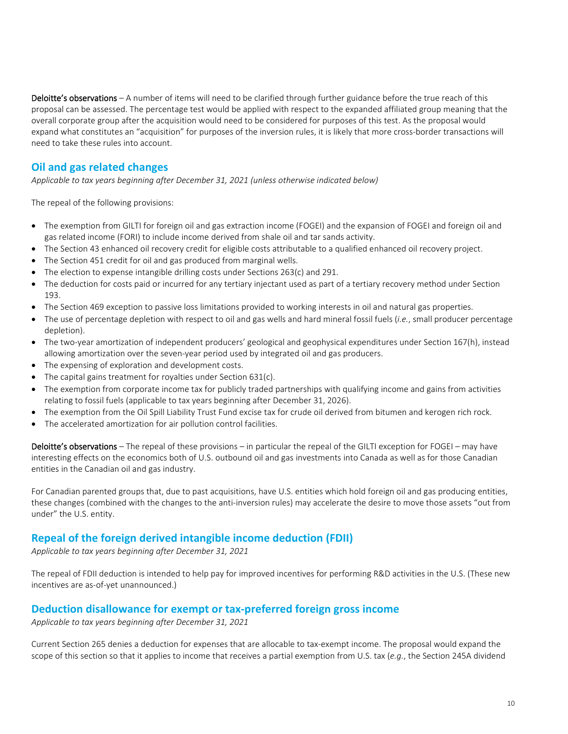**Deloitte's observations** – A number of items will need to be clarified through further guidance before the true reach of this proposal can be assessed. The percentage test would be applied with respect to the expanded affiliated group meaning that the overall corporate group after the acquisition would need to be considered for purposes of this test. As the proposal would expand what constitutes an "acquisition" for purposes of the inversion rules, it is likely that more cross-border transactions will need to take these rules into account.

## Oil and gas related changes

*Applicable to tax years beginning after December 31, 2021 (unless otherwise indicated below)*

The repeal of the following provisions:

- The exemption from GILTI for foreign oil and gas extraction income (FOGEI) and the expansion of FOGEI and foreign oil and gas related income (FORI) to include income derived from shale oil and tar sands activity.
- The Section 43 enhanced oil recovery credit for eligible costs attributable to a qualified enhanced oil recovery project.
- The Section 451 credit for oil and gas produced from marginal wells.
- The election to expense intangible drilling costs under Sections 263(c) and 291.
- The deduction for costs paid or incurred for any tertiary injectant used as part of a tertiary recovery method under Section 193.
- The Section 469 exception to passive loss limitations provided to working interests in oil and natural gas properties.
- The use of percentage depletion with respect to oil and gas wells and hard mineral fossil fuels (*i.e.*, small producer percentage depletion).
- The two-year amortization of independent producers' geological and geophysical expenditures under Section 167(h), instead allowing amortization over the seven-year period used by integrated oil and gas producers.
- The expensing of exploration and development costs.
- The capital gains treatment for royalties under Section 631(c).
- The exemption from corporate income tax for publicly traded partnerships with qualifying income and gains from activities relating to fossil fuels (applicable to tax years beginning after December 31, 2026).
- The exemption from the Oil Spill Liability Trust Fund excise tax for crude oil derived from bitumen and kerogen rich rock.
- The accelerated amortization for air pollution control facilities.

**Deloitte's observations** – The repeal of these provisions – in particular the repeal of the GILTI exception for FOGEI – may have interesting effects on the economics both of U.S. outbound oil and gas investments into Canada as well as for those Canadian entities in the Canadian oil and gas industry.

For Canadian parented groups that, due to past acquisitions, have U.S. entities which hold foreign oil and gas producing entities, these changes (combined with the changes to the anti-inversion rules) may accelerate the desire to move those assets "out from under" the U.S. entity.

## Repeal of the foreign derived intangible income deduction (FDII)

*Applicable to tax years beginning after December 31, 2021*

The repeal of FDII deduction is intended to help pay for improved incentives for performing R&D activities in the U.S. (These new incentives are as-of-yet unannounced.)

## Deduction disallowance for exempt or tax-preferred foreign gross income

*Applicable to tax years beginning after December 31, 2021*

Current Section 265 denies a deduction for expenses that are allocable to tax-exempt income. The proposal would expand the scope of this section so that it applies to income that receives a partial exemption from U.S. tax (*e.g.*, the Section 245A dividend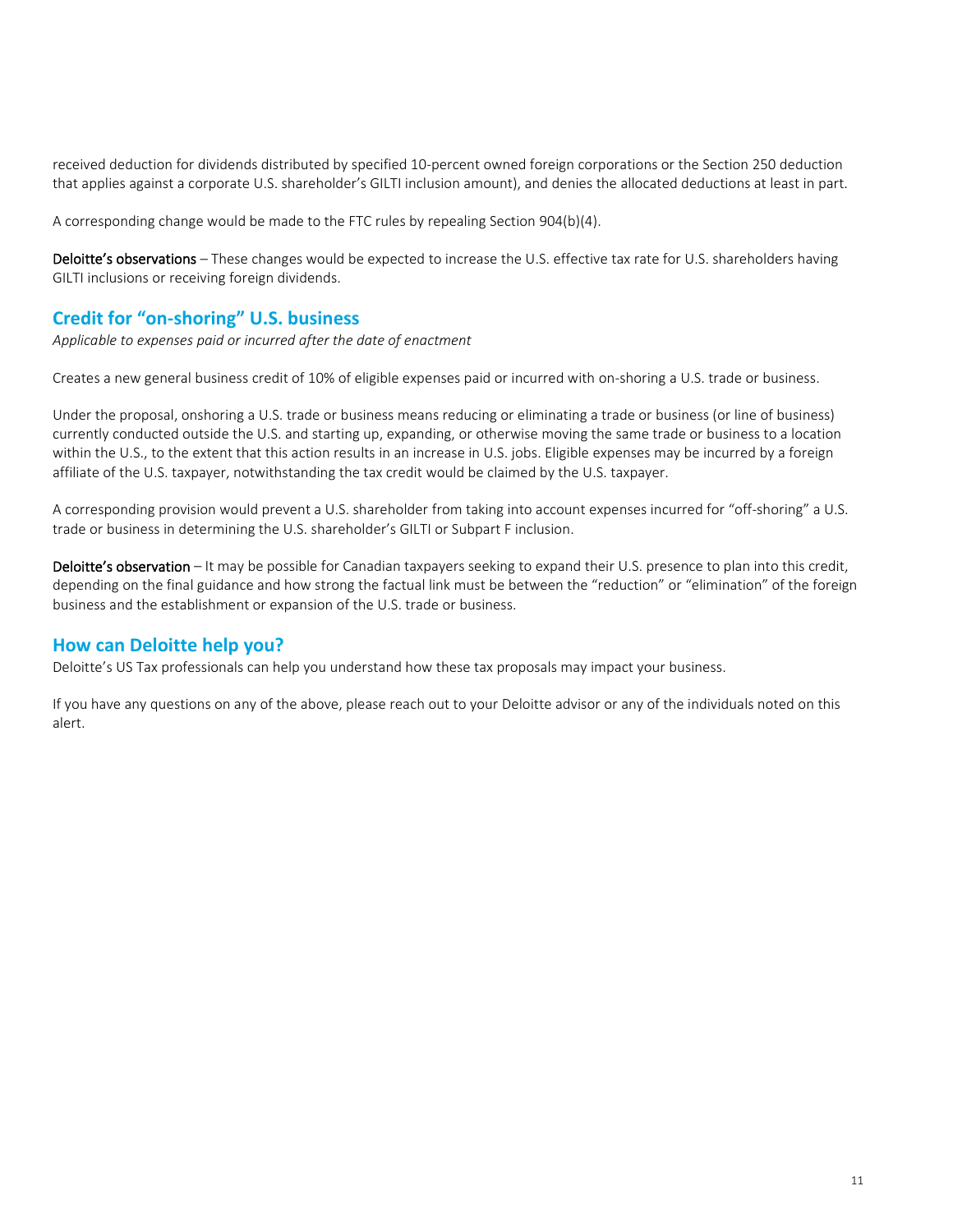received deduction for dividends distributed by specified 10-percent owned foreign corporations or the Section 250 deduction that applies against a corporate U.S. shareholder's GILTI inclusion amount), and denies the allocated deductions at least in part.

A corresponding change would be made to the FTC rules by repealing Section 904(b)(4).

**Deloitte's observations** – These changes would be expected to increase the U.S. effective tax rate for U.S. shareholders having GILTI inclusions or receiving foreign dividends.

## Credit for "on-shoring" U.S. business

*Applicable to expenses paid or incurred after the date of enactment*

Creates a new general business credit of 10% of eligible expenses paid or incurred with on-shoring a U.S. trade or business.

Under the proposal, onshoring a U.S. trade or business means reducing or eliminating a trade or business (or line of business) currently conducted outside the U.S. and starting up, expanding, or otherwise moving the same trade or business to a location within the U.S., to the extent that this action results in an increase in U.S. jobs. Eligible expenses may be incurred by a foreign affiliate of the U.S. taxpayer, notwithstanding the tax credit would be claimed by the U.S. taxpayer.

A corresponding provision would prevent a U.S. shareholder from taking into account expenses incurred for "off-shoring" a U.S. trade or business in determining the U.S. shareholder's GILTI or Subpart F inclusion.

**Deloitte's observation** – It may be possible for Canadian taxpayers seeking to expand their U.S. presence to plan into this credit, depending on the final guidance and how strong the factual link must be between the "reduction" or "elimination" of the foreign business and the establishment or expansion of the U.S. trade or business.

## How can Deloitte help you?

Deloitte's US Tax professionals can help you understand how these tax proposals may impact your business.

If you have any questions on any of the above, please reach out to your Deloitte advisor or any of the individuals noted on this alert.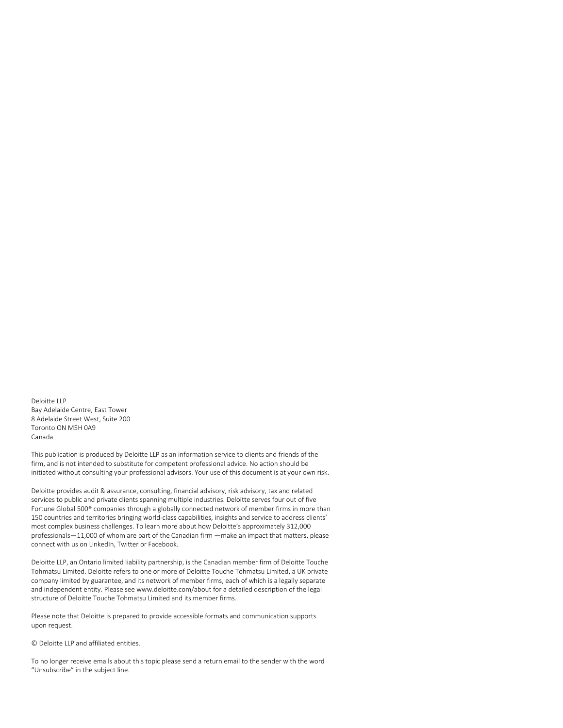Deloitte LLP
Bay Adelaide Centre, East Tower
8 Adelaide Street West, Suite 200
Toronto ON M5H 0A9
Canada

This publication is produced by Deloitte LLP as an information service to clients and friends of the firm, and is not intended to substitute for competent professional advice. No action should be initiated without consulting your professional advisors. Your use of this document is at your own risk.

Deloitte provides audit & assurance, consulting, financial advisory, risk advisory, tax and related services to public and private clients spanning multiple industries. Deloitte serves four out of five Fortune Global 500® companies through a globally connected network of member firms in more than 150 countries and territories bringing world-class capabilities, insights and service to address clients' most complex business challenges. To learn more about how Deloitte's approximately 312,000 professionals—11,000 of whom are part of the Canadian firm —make an impact that matters, please connect with us on LinkedIn, Twitter or Facebook.

Deloitte LLP, an Ontario limited liability partnership, is the Canadian member firm of Deloitte Touche Tohmatsu Limited. Deloitte refers to one or more of Deloitte Touche Tohmatsu Limited, a UK private company limited by guarantee, and its network of member firms, each of which is a legally separate and independent entity. Please see www.deloitte.com/about for a detailed description of the legal structure of Deloitte Touche Tohmatsu Limited and its member firms.

Please note that Deloitte is prepared to provide accessible formats and communication supports upon request.

© Deloitte LLP and affiliated entities.

To no longer receive emails about this topic please send a return email to the sender with the word "Unsubscribe" in the subject line.